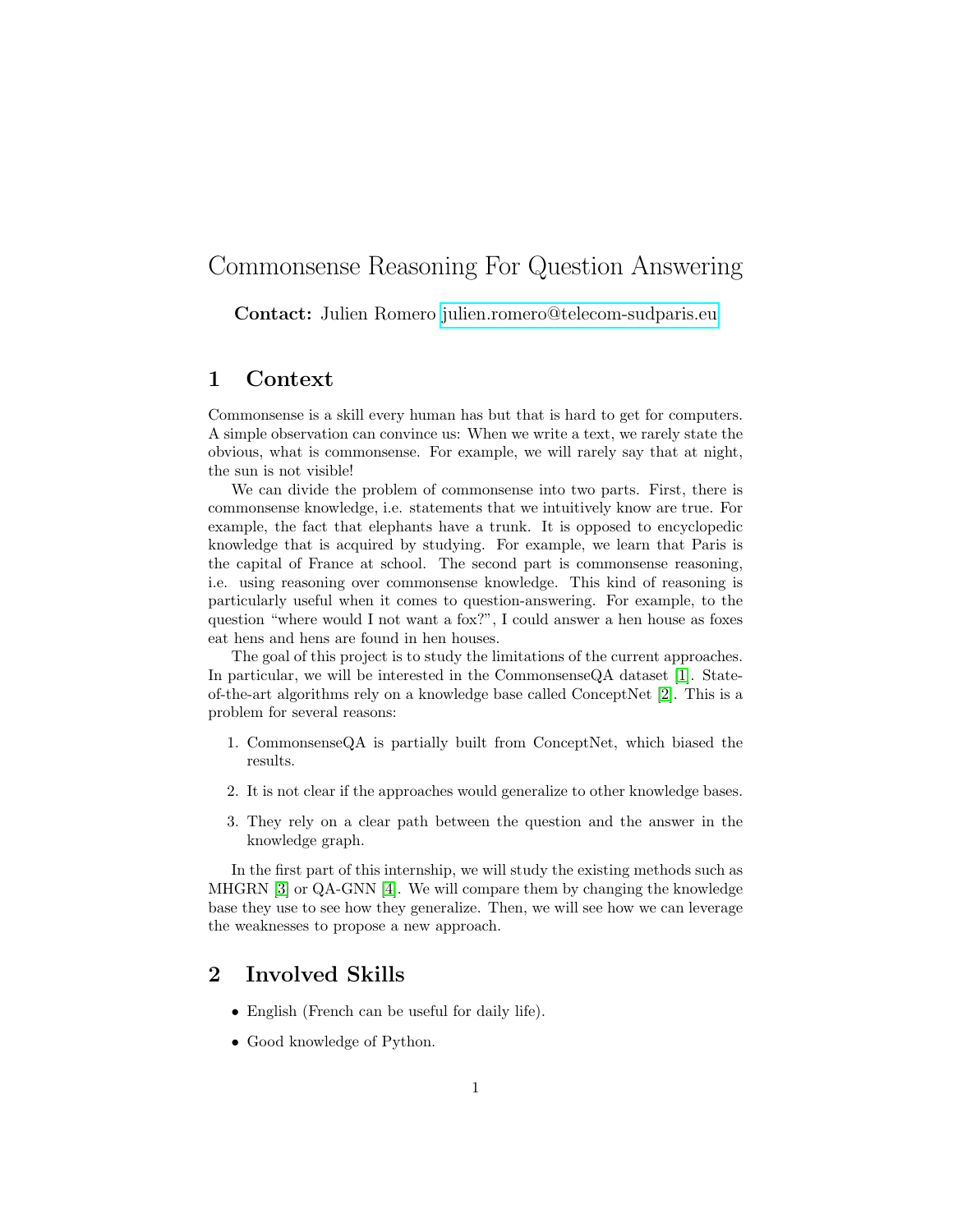# Commonsense Reasoning For Question Answering

**Contact:** Julien Romero julien.romero@telecom-sudparis.eu

## 1 Context

Commonsense is a skill every human has but that is hard to get for computers. A simple observation can convince us: When we write a text, we rarely state the obvious, what is commonsense. For example, we will rarely say that at night, the sun is not visible!

We can divide the problem of commonsense into two parts. First, there is commonsense knowledge, i.e. statements that we intuitively know are true. For example, the fact that elephants have a trunk. It is opposed to encyclopedic knowledge that is acquired by studying. For example, we learn that Paris is the capital of France at school. The second part is commonsense reasoning, i.e. using reasoning over commonsense knowledge. This kind of reasoning is particularly useful when it comes to question-answering. For example, to the question "where would I not want a fox?", I could answer a hen house as foxes eat hens and hens are found in hen houses.

The goal of this project is to study the limitations of the current approaches. In particular, we will be interested in the CommonsenseQA dataset [1]. State-of-the-art algorithms rely on a knowledge base called ConceptNet [2]. This is a problem for several reasons:

1. CommonsenseQA is partially built from ConceptNet, which biased the results.
2. It is not clear if the approaches would generalize to other knowledge bases.
3. They rely on a clear path between the question and the answer in the knowledge graph.

In the first part of this internship, we will study the existing methods such as MHGRN [3] or QA-GNN [4]. We will compare them by changing the knowledge base they use to see how they generalize. Then, we will see how we can leverage the weaknesses to propose a new approach.

## 2 Involved Skills

- English (French can be useful for daily life).
- Good knowledge of Python.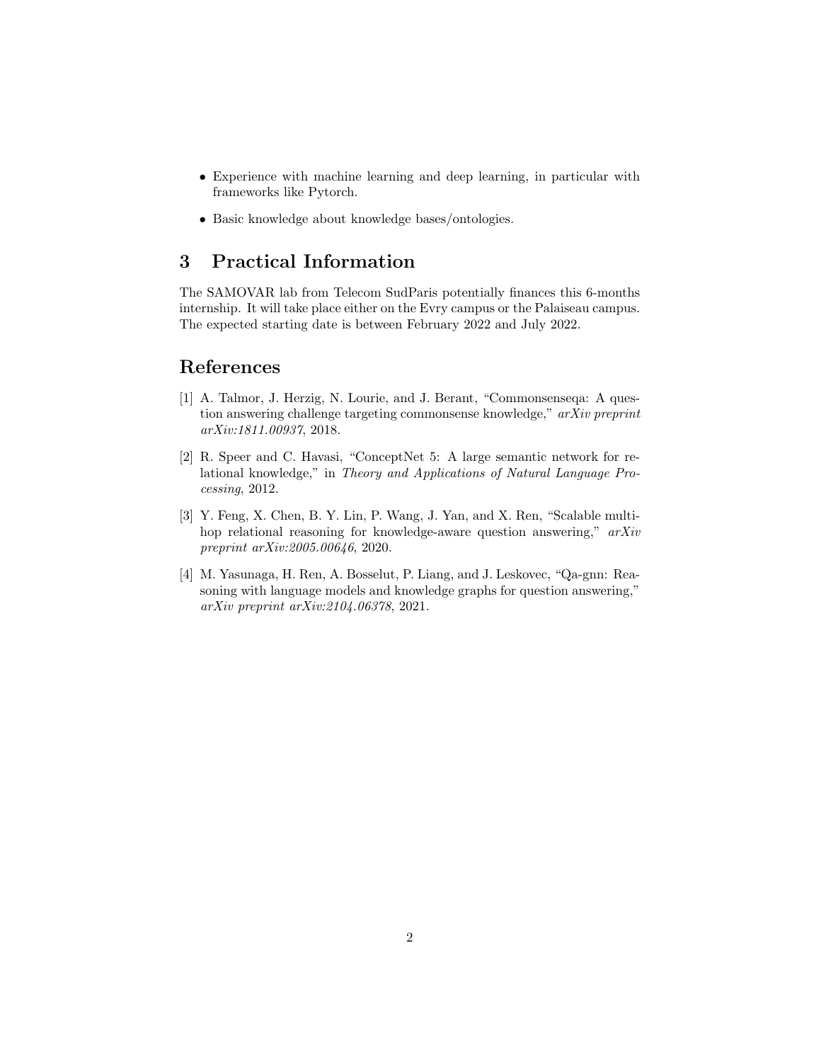- Experience with machine learning and deep learning, in particular with frameworks like Pytorch.
- Basic knowledge about knowledge bases/ontologies.

## 3 Practical Information

The SAMOVAR lab from Telecom SudParis potentially finances this 6-months internship. It will take place either on the Evry campus or the Palaiseau campus. The expected starting date is between February 2022 and July 2022.

## References

[1] A. Talmor, J. Herzig, N. Lourie, and J. Berant, "Commonsenseqa: A question answering challenge targeting commonsense knowledge," *arXiv preprint arXiv:1811.00937*, 2018.

[2] R. Speer and C. Havasi, "ConceptNet 5: A large semantic network for relational knowledge," in *Theory and Applications of Natural Language Processing*, 2012.

[3] Y. Feng, X. Chen, B. Y. Lin, P. Wang, J. Yan, and X. Ren, "Scalable multi-hop relational reasoning for knowledge-aware question answering," *arXiv preprint arXiv:2005.00646*, 2020.

[4] M. Yasunaga, H. Ren, A. Bosselut, P. Liang, and J. Leskovec, "Qa-gnn: Reasoning with language models and knowledge graphs for question answering," *arXiv preprint arXiv:2104.06378*, 2021.